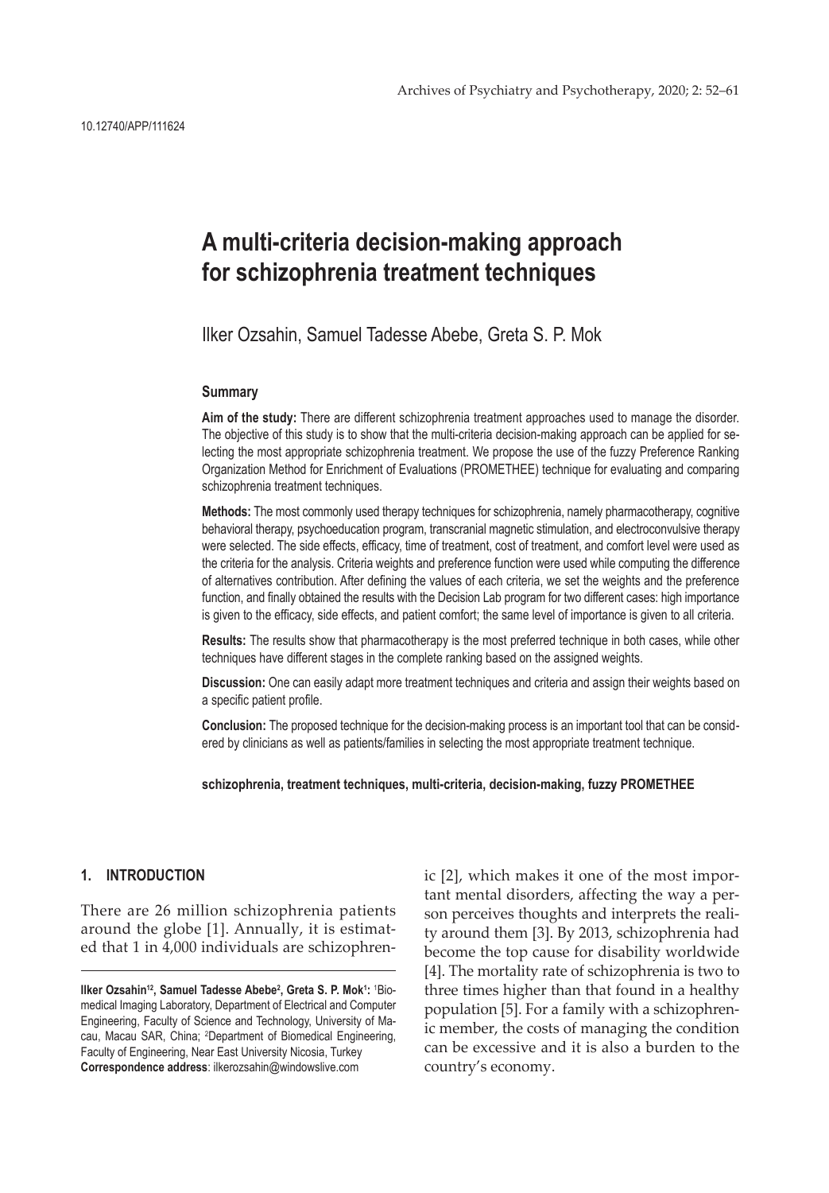10.12740/APP/111624

# A multi-criteria decision-making approach for schizophrenia treatment techniques

Ilker Ozsahin, Samuel Tadesse Abebe, Greta S. P. Mok

### Summary

**Aim of the study:** There are different schizophrenia treatment approaches used to manage the disorder. The objective of this study is to show that the multi-criteria decision-making approach can be applied for selecting the most appropriate schizophrenia treatment. We propose the use of the fuzzy Preference Ranking Organization Method for Enrichment of Evaluations (PROMETHEE) technique for evaluating and comparing schizophrenia treatment techniques.

**Methods:** The most commonly used therapy techniques for schizophrenia, namely pharmacotherapy, cognitive behavioral therapy, psychoeducation program, transcranial magnetic stimulation, and electroconvulsive therapy were selected. The side effects, efficacy, time of treatment, cost of treatment, and comfort level were used as the criteria for the analysis. Criteria weights and preference function were used while computing the difference of alternatives contribution. After defining the values of each criteria, we set the weights and the preference function, and finally obtained the results with the Decision Lab program for two different cases: high importance is given to the efficacy, side effects, and patient comfort; the same level of importance is given to all criteria.

**Results:** The results show that pharmacotherapy is the most preferred technique in both cases, while other techniques have different stages in the complete ranking based on the assigned weights.

**Discussion:** One can easily adapt more treatment techniques and criteria and assign their weights based on a specific patient profile.

**Conclusion:** The proposed technique for the decision-making process is an important tool that can be considered by clinicians as well as patients/families in selecting the most appropriate treatment technique.

**schizophrenia, treatment techniques, multi-criteria, decision-making, fuzzy PROMETHEE**

## 1. INTRODUCTION

There are 26 million schizophrenia patients around the globe [1]. Annually, it is estimated that 1 in 4,000 individuals are schizophrenic [2], which makes it one of the most important mental disorders, affecting the way a person perceives thoughts and interprets the reality around them [3]. By 2013, schizophrenia had become the top cause for disability worldwide [4]. The mortality rate of schizophrenia is two to three times higher than that found in a healthy population [5]. For a family with a schizophrenic member, the costs of managing the condition can be excessive and it is also a burden to the country's economy.

---

**Ilker Ozsahin[1,2], Samuel Tadesse Abebe[2], Greta S. P. Mok[1]:** [1]Biomedical Imaging Laboratory, Department of Electrical and Computer Engineering, Faculty of Science and Technology, University of Macau, Macau SAR, China; [2]Department of Biomedical Engineering, Faculty of Engineering, Near East University Nicosia, Turkey
**Correspondence address**: ilkerozsahin@windowslive.com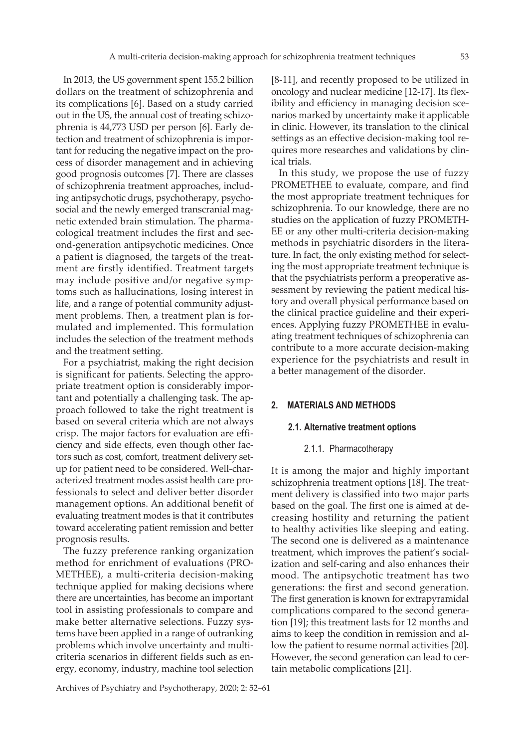In 2013, the US government spent 155.2 billion dollars on the treatment of schizophrenia and its complications [6]. Based on a study carried out in the US, the annual cost of treating schizophrenia is 44,773 USD per person [6]. Early detection and treatment of schizophrenia is important for reducing the negative impact on the process of disorder management and in achieving good prognosis outcomes [7]. There are classes of schizophrenia treatment approaches, including antipsychotic drugs, psychotherapy, psychosocial and the newly emerged transcranial magnetic extended brain stimulation. The pharmacological treatment includes the first and second-generation antipsychotic medicines. Once a patient is diagnosed, the targets of the treatment are firstly identified. Treatment targets may include positive and/or negative symptoms such as hallucinations, losing interest in life, and a range of potential community adjustment problems. Then, a treatment plan is formulated and implemented. This formulation includes the selection of the treatment methods and the treatment setting.

For a psychiatrist, making the right decision is significant for patients. Selecting the appropriate treatment option is considerably important and potentially a challenging task. The approach followed to take the right treatment is based on several criteria which are not always crisp. The major factors for evaluation are efficiency and side effects, even though other factors such as cost, comfort, treatment delivery setup for patient need to be considered. Well-characterized treatment modes assist health care professionals to select and deliver better disorder management options. An additional benefit of evaluating treatment modes is that it contributes toward accelerating patient remission and better prognosis results.

The fuzzy preference ranking organization method for enrichment of evaluations (PROMETHEE), a multi-criteria decision-making technique applied for making decisions where there are uncertainties, has become an important tool in assisting professionals to compare and make better alternative selections. Fuzzy systems have been applied in a range of outranking problems which involve uncertainty and multi-criteria scenarios in different fields such as energy, economy, industry, machine tool selection [8-11], and recently proposed to be utilized in oncology and nuclear medicine [12-17]. Its flexibility and efficiency in managing decision scenarios marked by uncertainty make it applicable in clinic. However, its translation to the clinical settings as an effective decision-making tool requires more researches and validations by clinical trials.

In this study, we propose the use of fuzzy PROMETHEE to evaluate, compare, and find the most appropriate treatment techniques for schizophrenia. To our knowledge, there are no studies on the application of fuzzy PROMETHEE or any other multi-criteria decision-making methods in psychiatric disorders in the literature. In fact, the only existing method for selecting the most appropriate treatment technique is that the psychiatrists perform a preoperative assessment by reviewing the patient medical history and overall physical performance based on the clinical practice guideline and their experiences. Applying fuzzy PROMETHEE in evaluating treatment techniques of schizophrenia can contribute to a more accurate decision-making experience for the psychiatrists and result in a better management of the disorder.

## 2. MATERIALS AND METHODS

### 2.1. Alternative treatment options

#### 2.1.1. Pharmacotherapy

It is among the major and highly important schizophrenia treatment options [18]. The treatment delivery is classified into two major parts based on the goal. The first one is aimed at decreasing hostility and returning the patient to healthy activities like sleeping and eating. The second one is delivered as a maintenance treatment, which improves the patient's socialization and self-caring and also enhances their mood. The antipsychotic treatment has two generations: the first and second generation. The first generation is known for extrapyramidal complications compared to the second generation [19]; this treatment lasts for 12 months and aims to keep the condition in remission and allow the patient to resume normal activities [20]. However, the second generation can lead to certain metabolic complications [21].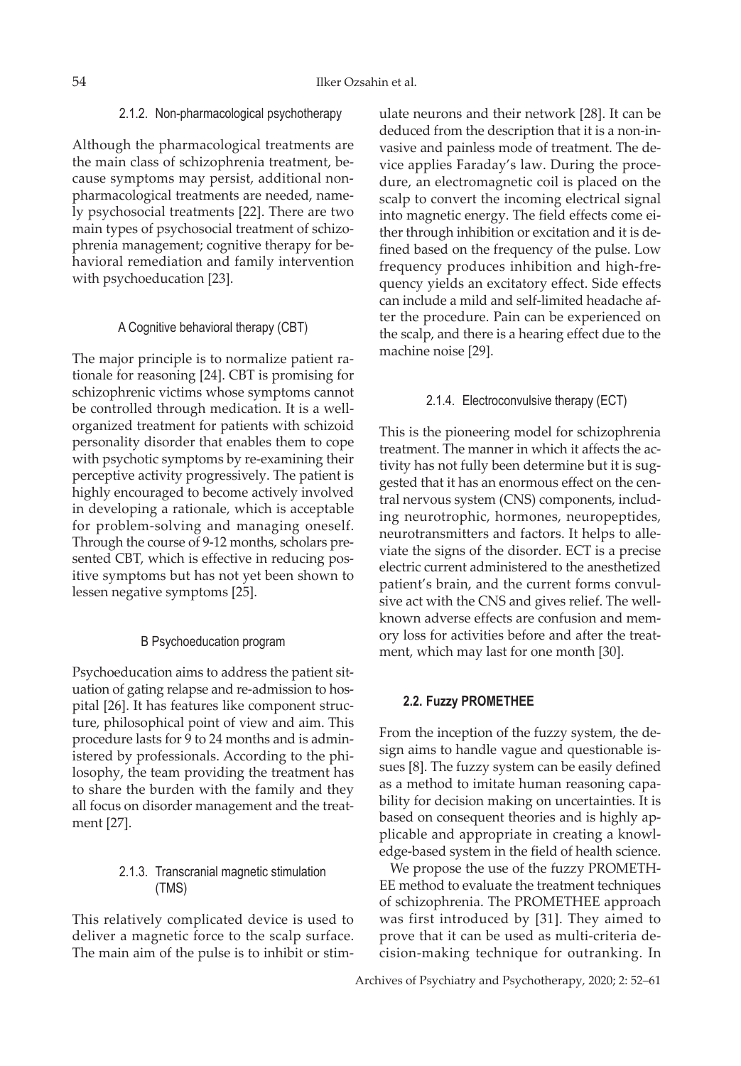#### 2.1.2. Non-pharmacological psychotherapy

Although the pharmacological treatments are the main class of schizophrenia treatment, because symptoms may persist, additional non-pharmacological treatments are needed, namely psychosocial treatments [22]. There are two main types of psychosocial treatment of schizophrenia management; cognitive therapy for behavioral remediation and family intervention with psychoeducation [23].

##### A Cognitive behavioral therapy (CBT)

The major principle is to normalize patient rationale for reasoning [24]. CBT is promising for schizophrenic victims whose symptoms cannot be controlled through medication. It is a well-organized treatment for patients with schizoid personality disorder that enables them to cope with psychotic symptoms by re-examining their perceptive activity progressively. The patient is highly encouraged to become actively involved in developing a rationale, which is acceptable for problem-solving and managing oneself. Through the course of 9-12 months, scholars presented CBT, which is effective in reducing positive symptoms but has not yet been shown to lessen negative symptoms [25].

##### B Psychoeducation program

Psychoeducation aims to address the patient situation of gating relapse and re-admission to hospital [26]. It has features like component structure, philosophical point of view and aim. This procedure lasts for 9 to 24 months and is administered by professionals. According to the philosophy, the team providing the treatment has to share the burden with the family and they all focus on disorder management and the treatment [27].

#### 2.1.3. Transcranial magnetic stimulation (TMS)

This relatively complicated device is used to deliver a magnetic force to the scalp surface. The main aim of the pulse is to inhibit or stimulate neurons and their network [28]. It can be deduced from the description that it is a non-invasive and painless mode of treatment. The device applies Faraday's law. During the procedure, an electromagnetic coil is placed on the scalp to convert the incoming electrical signal into magnetic energy. The field effects come either through inhibition or excitation and it is defined based on the frequency of the pulse. Low frequency produces inhibition and high-frequency yields an excitatory effect. Side effects can include a mild and self-limited headache after the procedure. Pain can be experienced on the scalp, and there is a hearing effect due to the machine noise [29].

#### 2.1.4. Electroconvulsive therapy (ECT)

This is the pioneering model for schizophrenia treatment. The manner in which it affects the activity has not fully been determine but it is suggested that it has an enormous effect on the central nervous system (CNS) components, including neurotrophic, hormones, neuropeptides, neurotransmitters and factors. It helps to alleviate the signs of the disorder. ECT is a precise electric current administered to the anesthetized patient's brain, and the current forms convulsive act with the CNS and gives relief. The well-known adverse effects are confusion and memory loss for activities before and after the treatment, which may last for one month [30].

### 2.2. Fuzzy PROMETHEE

From the inception of the fuzzy system, the design aims to handle vague and questionable issues [8]. The fuzzy system can be easily defined as a method to imitate human reasoning capability for decision making on uncertainties. It is based on consequent theories and is highly applicable and appropriate in creating a knowledge-based system in the field of health science.

We propose the use of the fuzzy PROMETHEE method to evaluate the treatment techniques of schizophrenia. The PROMETHEE approach was first introduced by [31]. They aimed to prove that it can be used as multi-criteria decision-making technique for outranking. In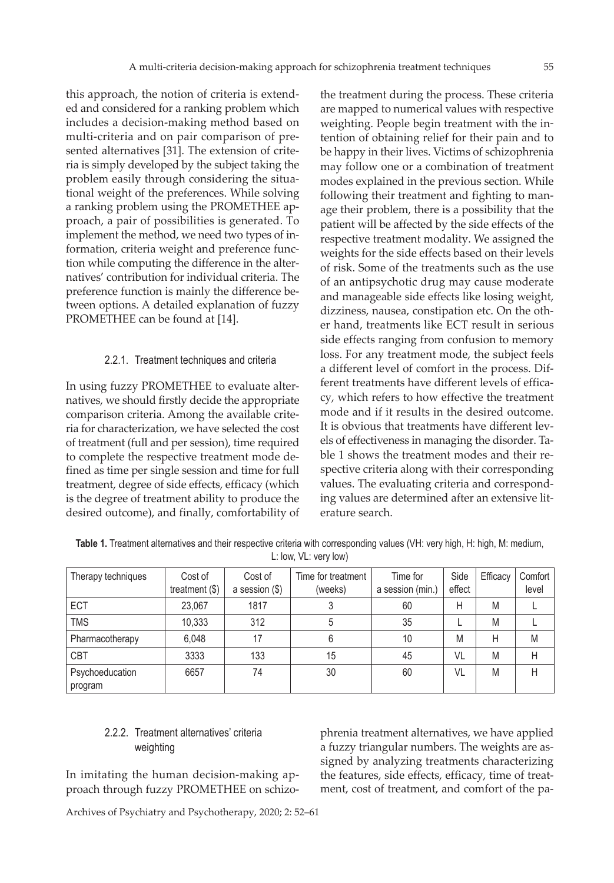this approach, the notion of criteria is extended and considered for a ranking problem which includes a decision-making method based on multi-criteria and on pair comparison of presented alternatives [31]. The extension of criteria is simply developed by the subject taking the problem easily through considering the situational weight of the preferences. While solving a ranking problem using the PROMETHEE approach, a pair of possibilities is generated. To implement the method, we need two types of information, criteria weight and preference function while computing the difference in the alternatives' contribution for individual criteria. The preference function is mainly the difference between options. A detailed explanation of fuzzy PROMETHEE can be found at [14].

### 2.2.1. Treatment techniques and criteria

In using fuzzy PROMETHEE to evaluate alternatives, we should firstly decide the appropriate comparison criteria. Among the available criteria for characterization, we have selected the cost of treatment (full and per session), time required to complete the respective treatment mode defined as time per single session and time for full treatment, degree of side effects, efficacy (which is the degree of treatment ability to produce the desired outcome), and finally, comfortability of the treatment during the process. These criteria are mapped to numerical values with respective weighting. People begin treatment with the intention of obtaining relief for their pain and to be happy in their lives. Victims of schizophrenia may follow one or a combination of treatment modes explained in the previous section. While following their treatment and fighting to manage their problem, there is a possibility that the patient will be affected by the side effects of the respective treatment modality. We assigned the weights for the side effects based on their levels of risk. Some of the treatments such as the use of an antipsychotic drug may cause moderate and manageable side effects like losing weight, dizziness, nausea, constipation etc. On the other hand, treatments like ECT result in serious side effects ranging from confusion to memory loss. For any treatment mode, the subject feels a different level of comfort in the process. Different treatments have different levels of efficacy, which refers to how effective the treatment mode and if it results in the desired outcome. It is obvious that treatments have different levels of effectiveness in managing the disorder. Table 1 shows the treatment modes and their respective criteria along with their corresponding values. The evaluating criteria and corresponding values are determined after an extensive literature search.

**Table 1.** Treatment alternatives and their respective criteria with corresponding values (VH: very high, H: high, M: medium, L: low, VL: very low)

| Therapy techniques | Cost of treatment ($) | Cost of a session ($) | Time for treatment (weeks) | Time for a session (min.) | Side effect | Efficacy | Comfort level |
|---|---|---|---|---|---|---|---|
| ECT | 23,067 | 1817 | 3 | 60 | H | M | L |
| TMS | 10,333 | 312 | 5 | 35 | L | M | L |
| Pharmacotherapy | 6,048 | 17 | 6 | 10 | M | H | M |
| CBT | 3333 | 133 | 15 | 45 | VL | M | H |
| Psychoeducation program | 6657 | 74 | 30 | 60 | VL | M | H |

### 2.2.2. Treatment alternatives' criteria weighting

In imitating the human decision-making approach through fuzzy PROMETHEE on schizophrenia treatment alternatives, we have applied a fuzzy triangular numbers. The weights are assigned by analyzing treatments characterizing the features, side effects, efficacy, time of treatment, cost of treatment, and comfort of the pa-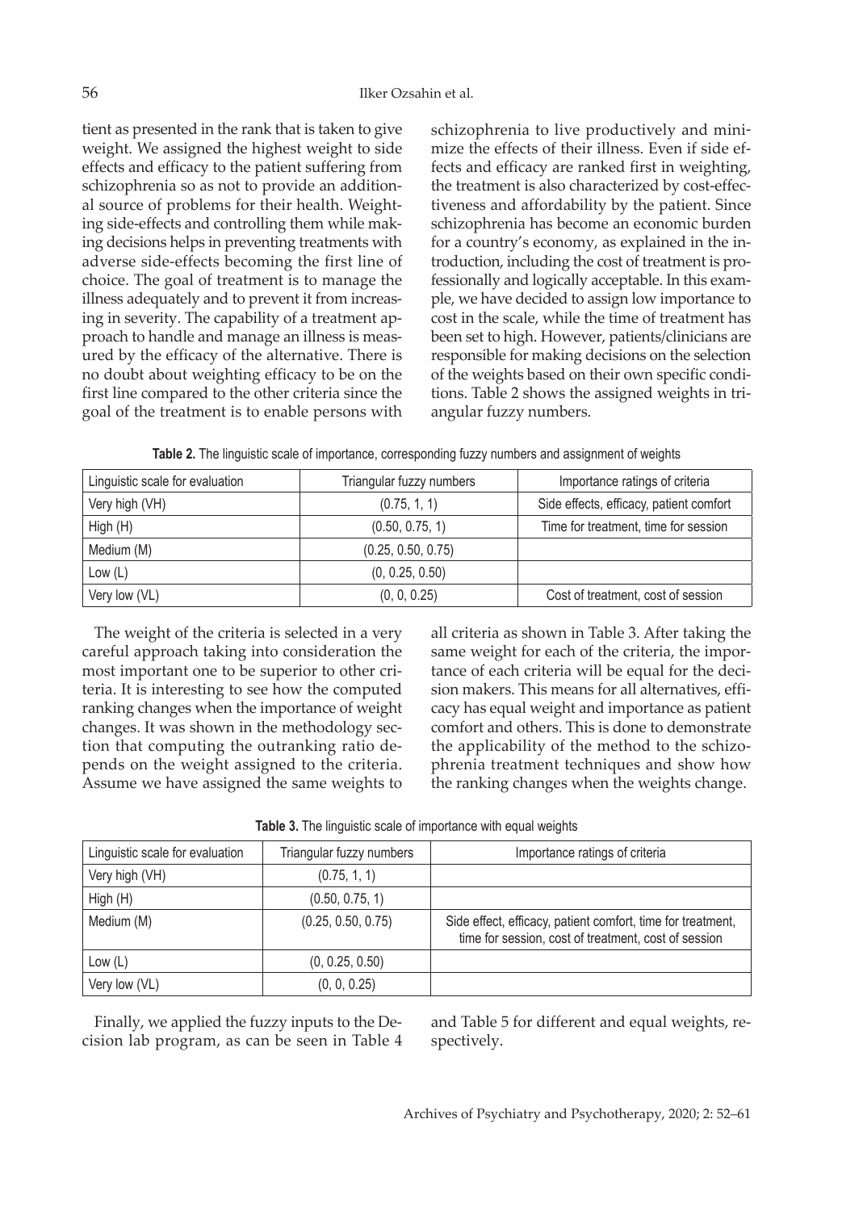tient as presented in the rank that is taken to give weight. We assigned the highest weight to side effects and efficacy to the patient suffering from schizophrenia so as not to provide an additional source of problems for their health. Weighting side-effects and controlling them while making decisions helps in preventing treatments with adverse side-effects becoming the first line of choice. The goal of treatment is to manage the illness adequately and to prevent it from increasing in severity. The capability of a treatment approach to handle and manage an illness is measured by the efficacy of the alternative. There is no doubt about weighting efficacy to be on the first line compared to the other criteria since the goal of the treatment is to enable persons with schizophrenia to live productively and minimize the effects of their illness. Even if side effects and efficacy are ranked first in weighting, the treatment is also characterized by cost-effectiveness and affordability by the patient. Since schizophrenia has become an economic burden for a country's economy, as explained in the introduction, including the cost of treatment is professionally and logically acceptable. In this example, we have decided to assign low importance to cost in the scale, while the time of treatment has been set to high. However, patients/clinicians are responsible for making decisions on the selection of the weights based on their own specific conditions. Table 2 shows the assigned weights in triangular fuzzy numbers.

**Table 2.** The linguistic scale of importance, corresponding fuzzy numbers and assignment of weights

| Linguistic scale for evaluation | Triangular fuzzy numbers | Importance ratings of criteria |
|---|---|---|
| Very high (VH) | (0.75, 1, 1) | Side effects, efficacy, patient comfort |
| High (H) | (0.50, 0.75, 1) | Time for treatment, time for session |
| Medium (M) | (0.25, 0.50, 0.75) | |
| Low (L) | (0, 0.25, 0.50) | |
| Very low (VL) | (0, 0, 0.25) | Cost of treatment, cost of session |

The weight of the criteria is selected in a very careful approach taking into consideration the most important one to be superior to other criteria. It is interesting to see how the computed ranking changes when the importance of weight changes. It was shown in the methodology section that computing the outranking ratio depends on the weight assigned to the criteria. Assume we have assigned the same weights to all criteria as shown in Table 3. After taking the same weight for each of the criteria, the importance of each criteria will be equal for the decision makers. This means for all alternatives, efficacy has equal weight and importance as patient comfort and others. This is done to demonstrate the applicability of the method to the schizophrenia treatment techniques and show how the ranking changes when the weights change.

**Table 3.** The linguistic scale of importance with equal weights

| Linguistic scale for evaluation | Triangular fuzzy numbers | Importance ratings of criteria |
|---|---|---|
| Very high (VH) | (0.75, 1, 1) | |
| High (H) | (0.50, 0.75, 1) | |
| Medium (M) | (0.25, 0.50, 0.75) | Side effect, efficacy, patient comfort, time for treatment, time for session, cost of treatment, cost of session |
| Low (L) | (0, 0.25, 0.50) | |
| Very low (VL) | (0, 0, 0.25) | |

Finally, we applied the fuzzy inputs to the Decision lab program, as can be seen in Table 4 and Table 5 for different and equal weights, respectively.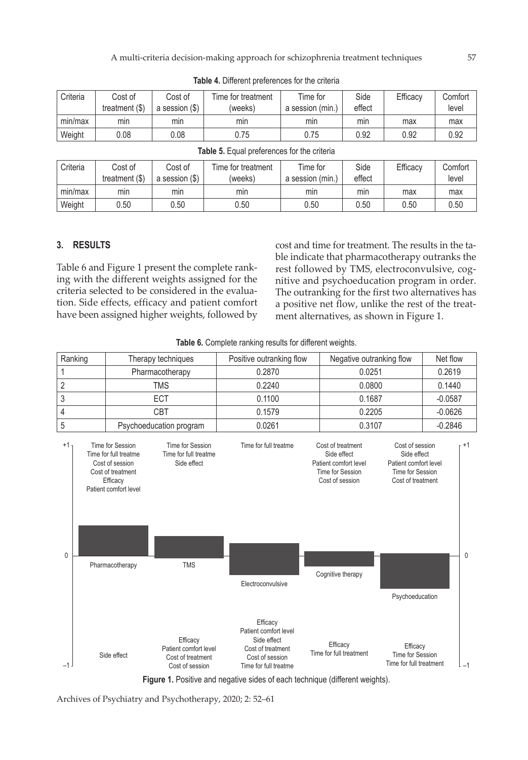**Table 4.** Different preferences for the criteria

| Criteria | Cost of treatment ($) | Cost of a session ($) | Time for treatment (weeks) | Time for a session (min.) | Side effect | Efficacy | Comfort level |
|---|---|---|---|---|---|---|---|
| min/max | min | min | min | min | min | max | max |
| Weight | 0.08 | 0.08 | 0.75 | 0.75 | 0.92 | 0.92 | 0.92 |

**Table 5.** Equal preferences for the criteria

| Criteria | Cost of treatment ($) | Cost of a session ($) | Time for treatment (weeks) | Time for a session (min.) | Side effect | Efficacy | Comfort level |
|---|---|---|---|---|---|---|---|
| min/max | min | min | min | min | min | max | max |
| Weight | 0.50 | 0.50 | 0.50 | 0.50 | 0.50 | 0.50 | 0.50 |

## 3. RESULTS

Table 6 and Figure 1 present the complete ranking with the different weights assigned for the criteria selected to be considered in the evaluation. Side effects, efficacy and patient comfort have been assigned higher weights, followed by cost and time for treatment. The results in the table indicate that pharmacotherapy outranks the rest followed by TMS, electroconvulsive, cognitive and psychoeducation program in order. The outranking for the first two alternatives has a positive net flow, unlike the rest of the treatment alternatives, as shown in Figure 1.

**Table 6.** Complete ranking results for different weights.

| Ranking | Therapy techniques | Positive outranking flow | Negative outranking flow | Net flow |
|---|---|---|---|---|
| 1 | Pharmacotherapy | 0.2870 | 0.0251 | 0.2619 |
| 2 | TMS | 0.2240 | 0.0800 | 0.1440 |
| 3 | ECT | 0.1100 | 0.1687 | -0.0587 |
| 4 | CBT | 0.1579 | 0.2205 | -0.0626 |
| 5 | Psychoeducation program | 0.0261 | 0.3107 | -0.2846 |

**Figure 1.** Positive and negative sides of each technique (different weights).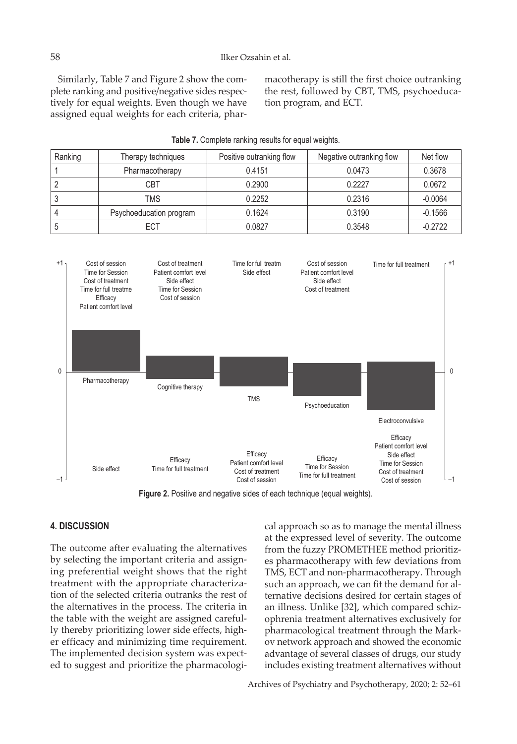Similarly, Table 7 and Figure 2 show the complete ranking and positive/negative sides respectively for equal weights. Even though we have assigned equal weights for each criteria, pharmacotherapy is still the first choice outranking the rest, followed by CBT, TMS, psychoeducation program, and ECT.

**Table 7.** Complete ranking results for equal weights.

| Ranking | Therapy techniques | Positive outranking flow | Negative outranking flow | Net flow |
|---|---|---|---|---|
| 1 | Pharmacotherapy | 0.4151 | 0.0473 | 0.3678 |
| 2 | CBT | 0.2900 | 0.2227 | 0.0672 |
| 3 | TMS | 0.2252 | 0.2316 | -0.0064 |
| 4 | Psychoeducation program | 0.1624 | 0.3190 | -0.1566 |
| 5 | ECT | 0.0827 | 0.3548 | -0.2722 |

**Figure 2.** Positive and negative sides of each technique (equal weights).

## 4. DISCUSSION

The outcome after evaluating the alternatives by selecting the important criteria and assigning preferential weight shows that the right treatment with the appropriate characterization of the selected criteria outranks the rest of the alternatives in the process. The criteria in the table with the weight are assigned carefully thereby prioritizing lower side effects, higher efficacy and minimizing time requirement. The implemented decision system was expected to suggest and prioritize the pharmacological approach so as to manage the mental illness at the expressed level of severity. The outcome from the fuzzy PROMETHEE method prioritizes pharmacotherapy with few deviations from TMS, ECT and non-pharmacotherapy. Through such an approach, we can fit the demand for alternative decisions desired for certain stages of an illness. Unlike [32], which compared schizophrenia treatment alternatives exclusively for pharmacological treatment through the Markov network approach and showed the economic advantage of several classes of drugs, our study includes existing treatment alternatives without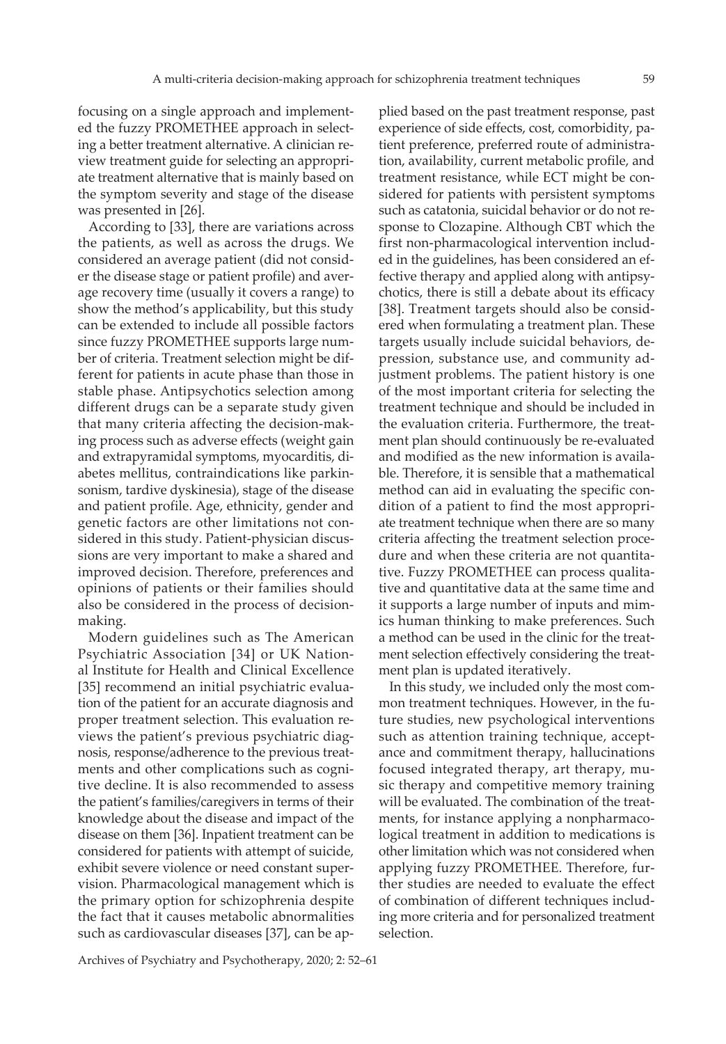focusing on a single approach and implemented the fuzzy PROMETHEE approach in selecting a better treatment alternative. A clinician review treatment guide for selecting an appropriate treatment alternative that is mainly based on the symptom severity and stage of the disease was presented in [26].

According to [33], there are variations across the patients, as well as across the drugs. We considered an average patient (did not consider the disease stage or patient profile) and average recovery time (usually it covers a range) to show the method's applicability, but this study can be extended to include all possible factors since fuzzy PROMETHEE supports large number of criteria. Treatment selection might be different for patients in acute phase than those in stable phase. Antipsychotics selection among different drugs can be a separate study given that many criteria affecting the decision-making process such as adverse effects (weight gain and extrapyramidal symptoms, myocarditis, diabetes mellitus, contraindications like parkinsonism, tardive dyskinesia), stage of the disease and patient profile. Age, ethnicity, gender and genetic factors are other limitations not considered in this study. Patient-physician discussions are very important to make a shared and improved decision. Therefore, preferences and opinions of patients or their families should also be considered in the process of decision-making.

Modern guidelines such as The American Psychiatric Association [34] or UK National Institute for Health and Clinical Excellence [35] recommend an initial psychiatric evaluation of the patient for an accurate diagnosis and proper treatment selection. This evaluation reviews the patient's previous psychiatric diagnosis, response/adherence to the previous treatments and other complications such as cognitive decline. It is also recommended to assess the patient's families/caregivers in terms of their knowledge about the disease and impact of the disease on them [36]. Inpatient treatment can be considered for patients with attempt of suicide, exhibit severe violence or need constant supervision. Pharmacological management which is the primary option for schizophrenia despite the fact that it causes metabolic abnormalities such as cardiovascular diseases [37], can be applied based on the past treatment response, past experience of side effects, cost, comorbidity, patient preference, preferred route of administration, availability, current metabolic profile, and treatment resistance, while ECT might be considered for patients with persistent symptoms such as catatonia, suicidal behavior or do not response to Clozapine. Although CBT which the first non-pharmacological intervention included in the guidelines, has been considered an effective therapy and applied along with antipsychotics, there is still a debate about its efficacy [38]. Treatment targets should also be considered when formulating a treatment plan. These targets usually include suicidal behaviors, depression, substance use, and community adjustment problems. The patient history is one of the most important criteria for selecting the treatment technique and should be included in the evaluation criteria. Furthermore, the treatment plan should continuously be re-evaluated and modified as the new information is available. Therefore, it is sensible that a mathematical method can aid in evaluating the specific condition of a patient to find the most appropriate treatment technique when there are so many criteria affecting the treatment selection procedure and when these criteria are not quantitative. Fuzzy PROMETHEE can process qualitative and quantitative data at the same time and it supports a large number of inputs and mimics human thinking to make preferences. Such a method can be used in the clinic for the treatment selection effectively considering the treatment plan is updated iteratively.

In this study, we included only the most common treatment techniques. However, in the future studies, new psychological interventions such as attention training technique, acceptance and commitment therapy, hallucinations focused integrated therapy, art therapy, music therapy and competitive memory training will be evaluated. The combination of the treatments, for instance applying a nonpharmacological treatment in addition to medications is other limitation which was not considered when applying fuzzy PROMETHEE. Therefore, further studies are needed to evaluate the effect of combination of different techniques including more criteria and for personalized treatment selection.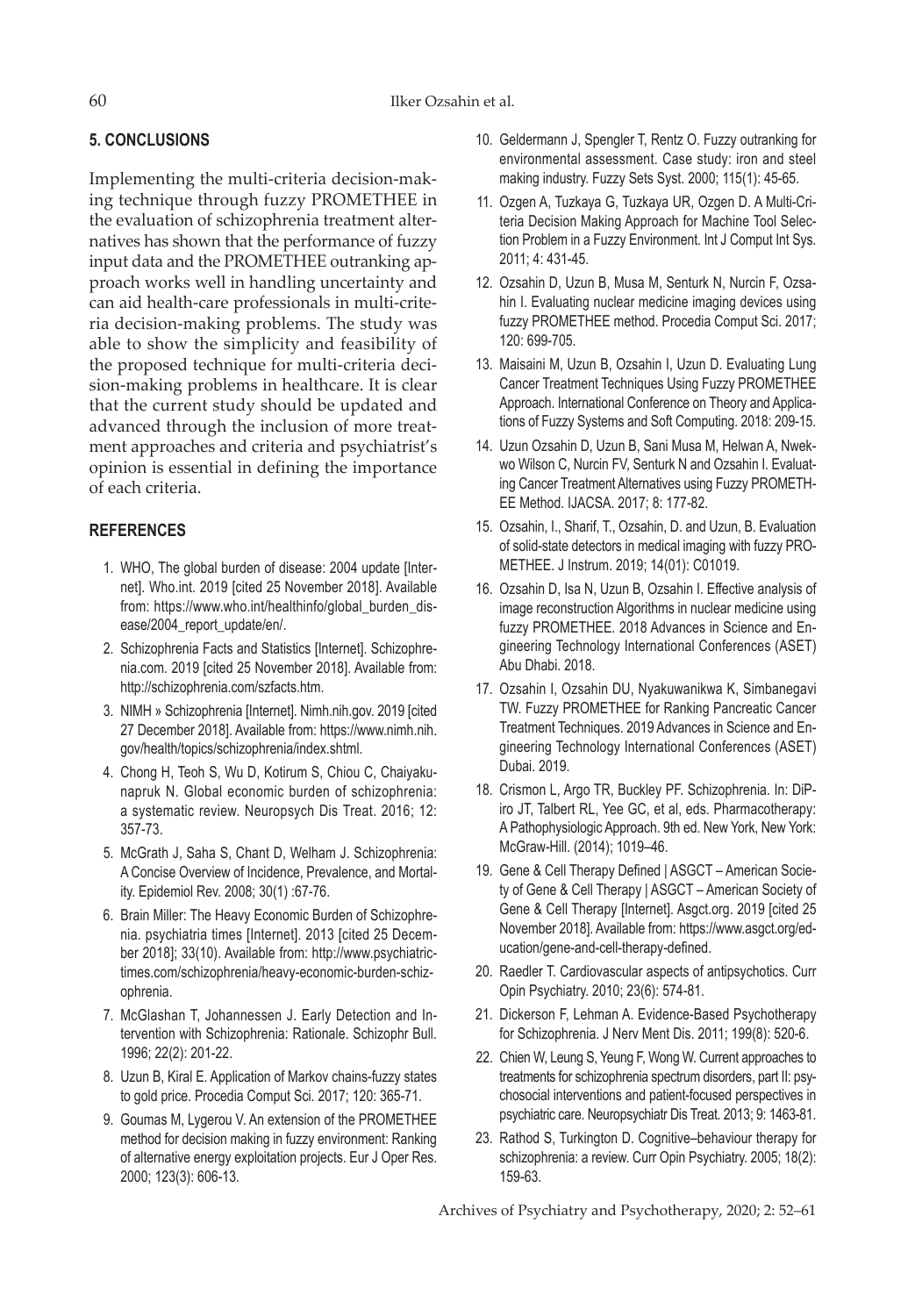## 5. CONCLUSIONS

Implementing the multi-criteria decision-making technique through fuzzy PROMETHEE in the evaluation of schizophrenia treatment alternatives has shown that the performance of fuzzy input data and the PROMETHEE outranking approach works well in handling uncertainty and can aid health-care professionals in multi-criteria decision-making problems. The study was able to show the simplicity and feasibility of the proposed technique for multi-criteria decision-making problems in healthcare. It is clear that the current study should be updated and advanced through the inclusion of more treatment approaches and criteria and psychiatrist's opinion is essential in defining the importance of each criteria.

## REFERENCES

1. WHO, The global burden of disease: 2004 update [Internet]. Who.int. 2019 [cited 25 November 2018]. Available from: https://www.who.int/healthinfo/global_burden_disease/2004_report_update/en/.
2. Schizophrenia Facts and Statistics [Internet]. Schizophrenia.com. 2019 [cited 25 November 2018]. Available from: http://schizophrenia.com/szfacts.htm.
3. NIMH » Schizophrenia [Internet]. Nimh.nih.gov. 2019 [cited 27 December 2018]. Available from: https://www.nimh.nih.gov/health/topics/schizophrenia/index.shtml.
4. Chong H, Teoh S, Wu D, Kotirum S, Chiou C, Chaiyakunapruk N. Global economic burden of schizophrenia: a systematic review. Neuropsych Dis Treat. 2016; 12: 357-73.
5. McGrath J, Saha S, Chant D, Welham J. Schizophrenia: A Concise Overview of Incidence, Prevalence, and Mortality. Epidemiol Rev. 2008; 30(1) :67-76.
6. Brain Miller: The Heavy Economic Burden of Schizophrenia. psychiatria times [Internet]. 2013 [cited 25 December 2018]; 33(10). Available from: http://www.psychiatrictimes.com/schizophrenia/heavy-economic-burden-schizophrenia.
7. McGlashan T, Johannessen J. Early Detection and Intervention with Schizophrenia: Rationale. Schizophr Bull. 1996; 22(2): 201-22.
8. Uzun B, Kiral E. Application of Markov chains-fuzzy states to gold price. Procedia Comput Sci. 2017; 120: 365-71.
9. Goumas M, Lygerou V. An extension of the PROMETHEE method for decision making in fuzzy environment: Ranking of alternative energy exploitation projects. Eur J Oper Res. 2000; 123(3): 606-13.
10. Geldermann J, Spengler T, Rentz O. Fuzzy outranking for environmental assessment. Case study: iron and steel making industry. Fuzzy Sets Syst. 2000; 115(1): 45-65.
11. Ozgen A, Tuzkaya G, Tuzkaya UR, Ozgen D. A Multi-Criteria Decision Making Approach for Machine Tool Selection Problem in a Fuzzy Environment. Int J Comput Int Sys. 2011; 4: 431-45.
12. Ozsahin D, Uzun B, Musa M, Senturk N, Nurcin F, Ozsahin I. Evaluating nuclear medicine imaging devices using fuzzy PROMETHEE method. Procedia Comput Sci. 2017; 120: 699-705.
13. Maisaini M, Uzun B, Ozsahin I, Uzun D. Evaluating Lung Cancer Treatment Techniques Using Fuzzy PROMETHEE Approach. International Conference on Theory and Applications of Fuzzy Systems and Soft Computing. 2018: 209-15.
14. Uzun Ozsahin D, Uzun B, Sani Musa M, Helwan A, Nwekwo Wilson C, Nurcin FV, Senturk N and Ozsahin I. Evaluating Cancer Treatment Alternatives using Fuzzy PROMETHEE Method. IJACSA. 2017; 8: 177-82.
15. Ozsahin, I., Sharif, T., Ozsahin, D. and Uzun, B. Evaluation of solid-state detectors in medical imaging with fuzzy PROMETHEE. J Instrum. 2019; 14(01): C01019.
16. Ozsahin D, Isa N, Uzun B, Ozsahin I. Effective analysis of image reconstruction Algorithms in nuclear medicine using fuzzy PROMETHEE. 2018 Advances in Science and Engineering Technology International Conferences (ASET) Abu Dhabi. 2018.
17. Ozsahin I, Ozsahin DU, Nyakuwanikwa K, Simbanegavi TW. Fuzzy PROMETHEE for Ranking Pancreatic Cancer Treatment Techniques. 2019 Advances in Science and Engineering Technology International Conferences (ASET) Dubai. 2019.
18. Crismon L, Argo TR, Buckley PF. Schizophrenia. In: DiPiro JT, Talbert RL, Yee GC, et al, eds. Pharmacotherapy: A Pathophysiologic Approach. 9th ed. New York, New York: McGraw-Hill. (2014); 1019–46.
19. Gene & Cell Therapy Defined | ASGCT – American Society of Gene & Cell Therapy | ASGCT – American Society of Gene & Cell Therapy [Internet]. Asgct.org. 2019 [cited 25 November 2018]. Available from: https://www.asgct.org/education/gene-and-cell-therapy-defined.
20. Raedler T. Cardiovascular aspects of antipsychotics. Curr Opin Psychiatry. 2010; 23(6): 574-81.
21. Dickerson F, Lehman A. Evidence-Based Psychotherapy for Schizophrenia. J Nerv Ment Dis. 2011; 199(8): 520-6.
22. Chien W, Leung S, Yeung F, Wong W. Current approaches to treatments for schizophrenia spectrum disorders, part II: psychosocial interventions and patient-focused perspectives in psychiatric care. Neuropsychiatr Dis Treat. 2013; 9: 1463-81.
23. Rathod S, Turkington D. Cognitive–behaviour therapy for schizophrenia: a review. Curr Opin Psychiatry. 2005; 18(2): 159-63.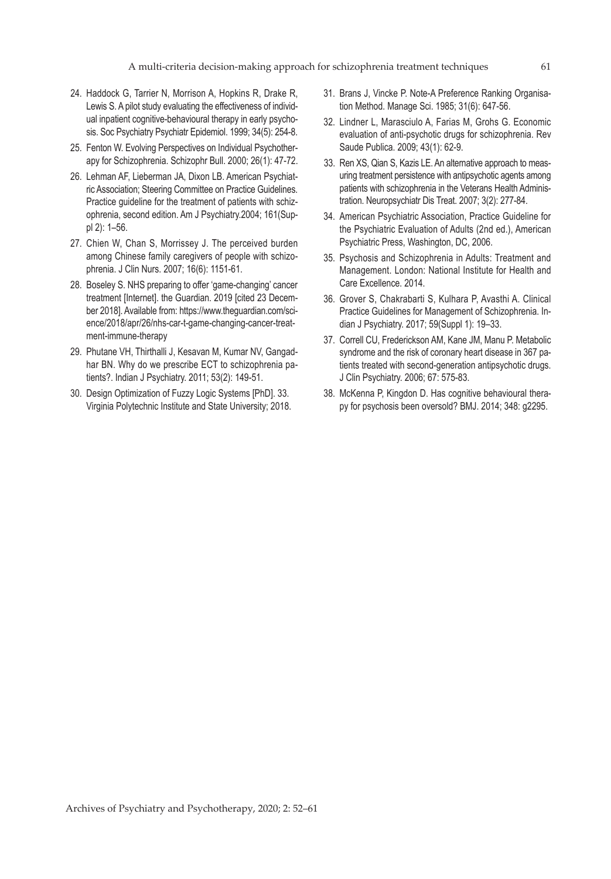24. Haddock G, Tarrier N, Morrison A, Hopkins R, Drake R, Lewis S. A pilot study evaluating the effectiveness of individual inpatient cognitive-behavioural therapy in early psychosis. Soc Psychiatry Psychiatr Epidemiol. 1999; 34(5): 254-8.
25. Fenton W. Evolving Perspectives on Individual Psychotherapy for Schizophrenia. Schizophr Bull. 2000; 26(1): 47-72.
26. Lehman AF, Lieberman JA, Dixon LB. American Psychiatric Association; Steering Committee on Practice Guidelines. Practice guideline for the treatment of patients with schizophrenia, second edition. Am J Psychiatry.2004; 161(Suppl 2): 1–56.
27. Chien W, Chan S, Morrissey J. The perceived burden among Chinese family caregivers of people with schizophrenia. J Clin Nurs. 2007; 16(6): 1151-61.
28. Boseley S. NHS preparing to offer 'game-changing' cancer treatment [Internet]. the Guardian. 2019 [cited 23 December 2018]. Available from: https://www.theguardian.com/science/2018/apr/26/nhs-car-t-game-changing-cancer-treatment-immune-therapy
29. Phutane VH, Thirthalli J, Kesavan M, Kumar NV, Gangadhar BN. Why do we prescribe ECT to schizophrenia patients?. Indian J Psychiatry. 2011; 53(2): 149-51.
30. Design Optimization of Fuzzy Logic Systems [PhD]. 33. Virginia Polytechnic Institute and State University; 2018.
31. Brans J, Vincke P. Note-A Preference Ranking Organisation Method. Manage Sci. 1985; 31(6): 647-56.
32. Lindner L, Marasciulo A, Farias M, Grohs G. Economic evaluation of anti-psychotic drugs for schizophrenia. Rev Saude Publica. 2009; 43(1): 62-9.
33. Ren XS, Qian S, Kazis LE. An alternative approach to measuring treatment persistence with antipsychotic agents among patients with schizophrenia in the Veterans Health Administration. Neuropsychiatr Dis Treat. 2007; 3(2): 277-84.
34. American Psychiatric Association, Practice Guideline for the Psychiatric Evaluation of Adults (2nd ed.), American Psychiatric Press, Washington, DC, 2006.
35. Psychosis and Schizophrenia in Adults: Treatment and Management. London: National Institute for Health and Care Excellence. 2014.
36. Grover S, Chakrabarti S, Kulhara P, Avasthi A. Clinical Practice Guidelines for Management of Schizophrenia. Indian J Psychiatry. 2017; 59(Suppl 1): 19–33.
37. Correll CU, Frederickson AM, Kane JM, Manu P. Metabolic syndrome and the risk of coronary heart disease in 367 patients treated with second-generation antipsychotic drugs. J Clin Psychiatry. 2006; 67: 575-83.
38. McKenna P, Kingdon D. Has cognitive behavioural therapy for psychosis been oversold? BMJ. 2014; 348: g2295.